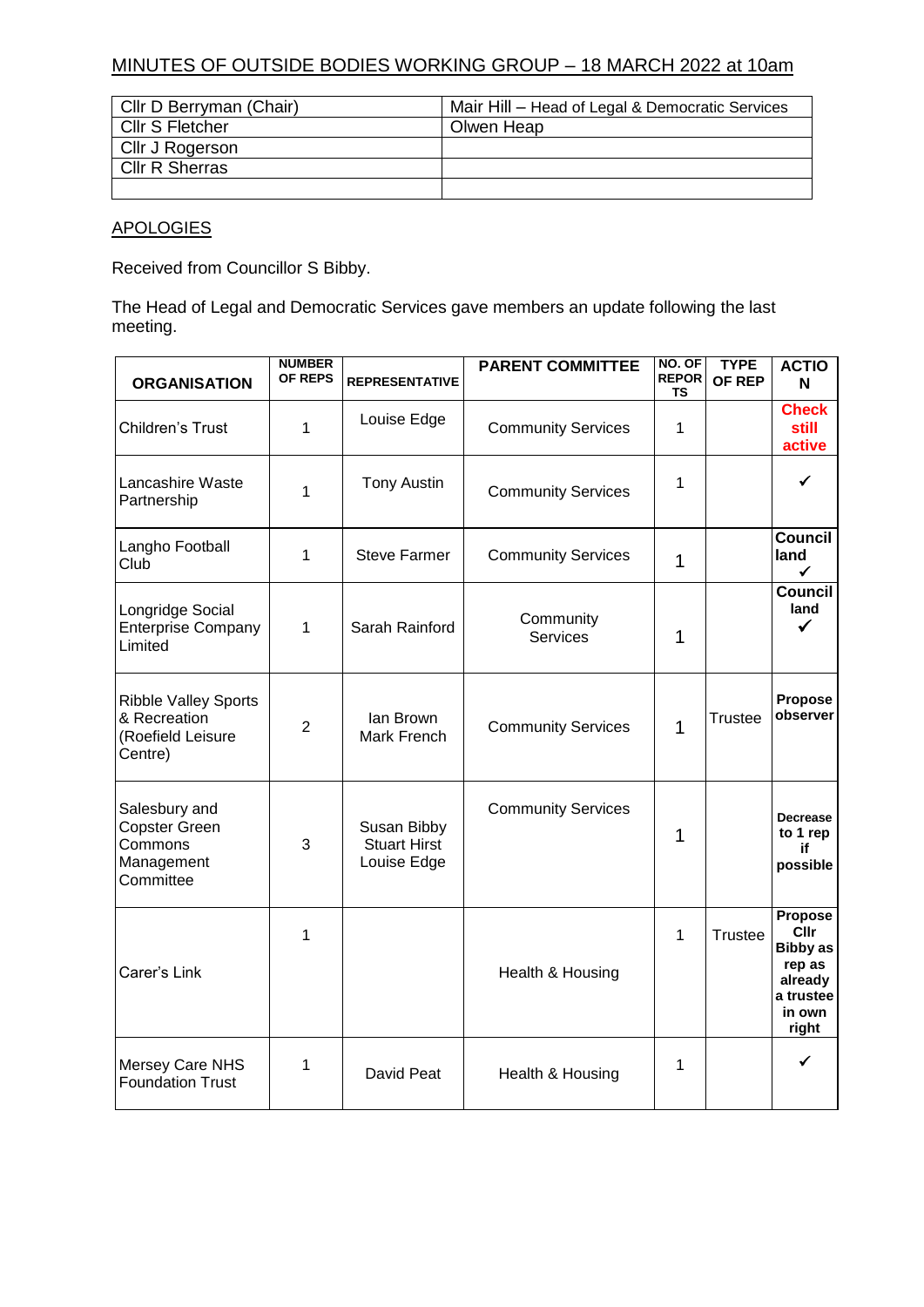## MINUTES OF OUTSIDE BODIES WORKING GROUP – 18 MARCH 2022 at 10am

| | |
|---|---|
| Cllr D Berryman (Chair) | Mair Hill – Head of Legal & Democratic Services |
| Cllr S Fletcher | Olwen Heap |
| Cllr J Rogerson | |
| Cllr R Sherras | |
| | |

### APOLOGIES

Received from Councillor S Bibby.

The Head of Legal and Democratic Services gave members an update following the last meeting.

| ORGANISATION | NUMBER OF REPS | REPRESENTATIVE | PARENT COMMITTEE | NO. OF REPORTS | TYPE OF REP | ACTION |
|---|---|---|---|---|---|---|
| Children's Trust | 1 | Louise Edge | Community Services | 1 | | **Check still active** |
| Lancashire Waste Partnership | 1 | Tony Austin | Community Services | 1 | | ✓ |
| Langho Football Club | 1 | Steve Farmer | Community Services | 1 | | **Council land** ✓ |
| Longridge Social Enterprise Company Limited | 1 | Sarah Rainford | Community Services | 1 | | **Council land** ✓ |
| Ribble Valley Sports & Recreation (Roefield Leisure Centre) | 2 | Ian Brown<br>Mark French | Community Services | 1 | Trustee | **Propose observer** |
| Salesbury and Copster Green Commons Management Committee | 3 | Susan Bibby<br>Stuart Hirst<br>Louise Edge | Community Services | 1 | | **Decrease to 1 rep if possible** |
| Carer's Link | 1 | | Health & Housing | 1 | Trustee | **Propose Cllr Bibby as rep as already a trustee in own right** |
| Mersey Care NHS Foundation Trust | 1 | David Peat | Health & Housing | 1 | | ✓ |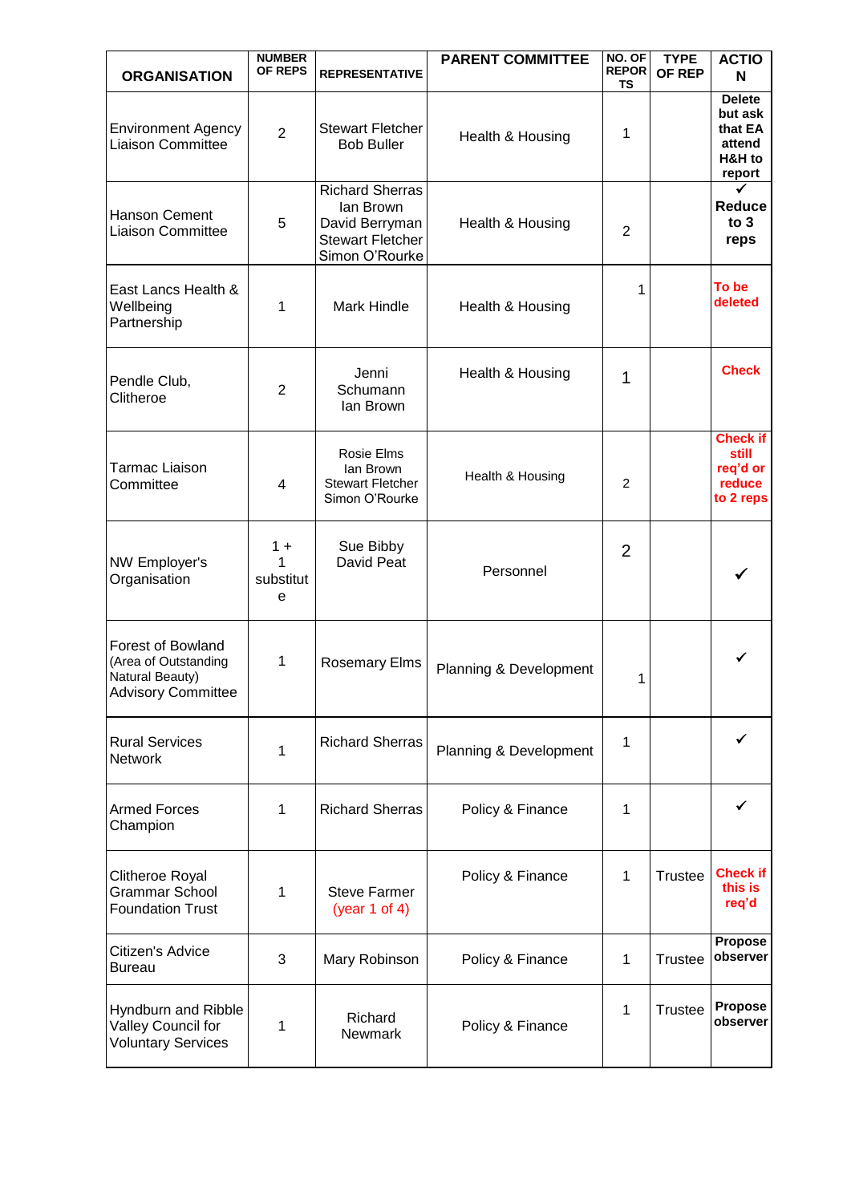| ORGANISATION | NUMBER OF REPS | REPRESENTATIVE | PARENT COMMITTEE | NO. OF REPORTS | TYPE OF REP | ACTION |
|---|---|---|---|---|---|---|
| Environment Agency Liaison Committee | 2 | Stewart Fletcher<br>Bob Buller | Health & Housing | 1 | | **Delete but ask that EA attend H&H to report** |
| Hanson Cement Liaison Committee | 5 | Richard Sherras<br>Ian Brown<br>David Berryman<br>Stewart Fletcher<br>Simon O'Rourke | Health & Housing | 2 | | ✓<br>**Reduce to 3 reps** |
| East Lancs Health & Wellbeing Partnership | 1 | Mark Hindle | Health & Housing | 1 | | **To be deleted** |
| Pendle Club, Clitheroe | 2 | Jenni Schumann<br>Ian Brown | Health & Housing | 1 | | **Check** |
| Tarmac Liaison Committee | 4 | Rosie Elms<br>Ian Brown<br>Stewart Fletcher<br>Simon O'Rourke | Health & Housing | 2 | | **Check if still req'd or reduce to 2 reps** |
| NW Employer's Organisation | 1 + 1 substitute | Sue Bibby<br>David Peat | Personnel | 2 | | ✓ |
| Forest of Bowland (Area of Outstanding Natural Beauty) Advisory Committee | 1 | Rosemary Elms | Planning & Development | 1 | | ✓ |
| Rural Services Network | 1 | Richard Sherras | Planning & Development | 1 | | ✓ |
| Armed Forces Champion | 1 | Richard Sherras | Policy & Finance | 1 | | ✓ |
| Clitheroe Royal Grammar School Foundation Trust | 1 | Steve Farmer<br>(year 1 of 4) | Policy & Finance | 1 | Trustee | **Check if this is req'd** |
| Citizen's Advice Bureau | 3 | Mary Robinson | Policy & Finance | 1 | Trustee | **Propose observer** |
| Hyndburn and Ribble Valley Council for Voluntary Services | 1 | Richard Newmark | Policy & Finance | 1 | Trustee | **Propose observer** |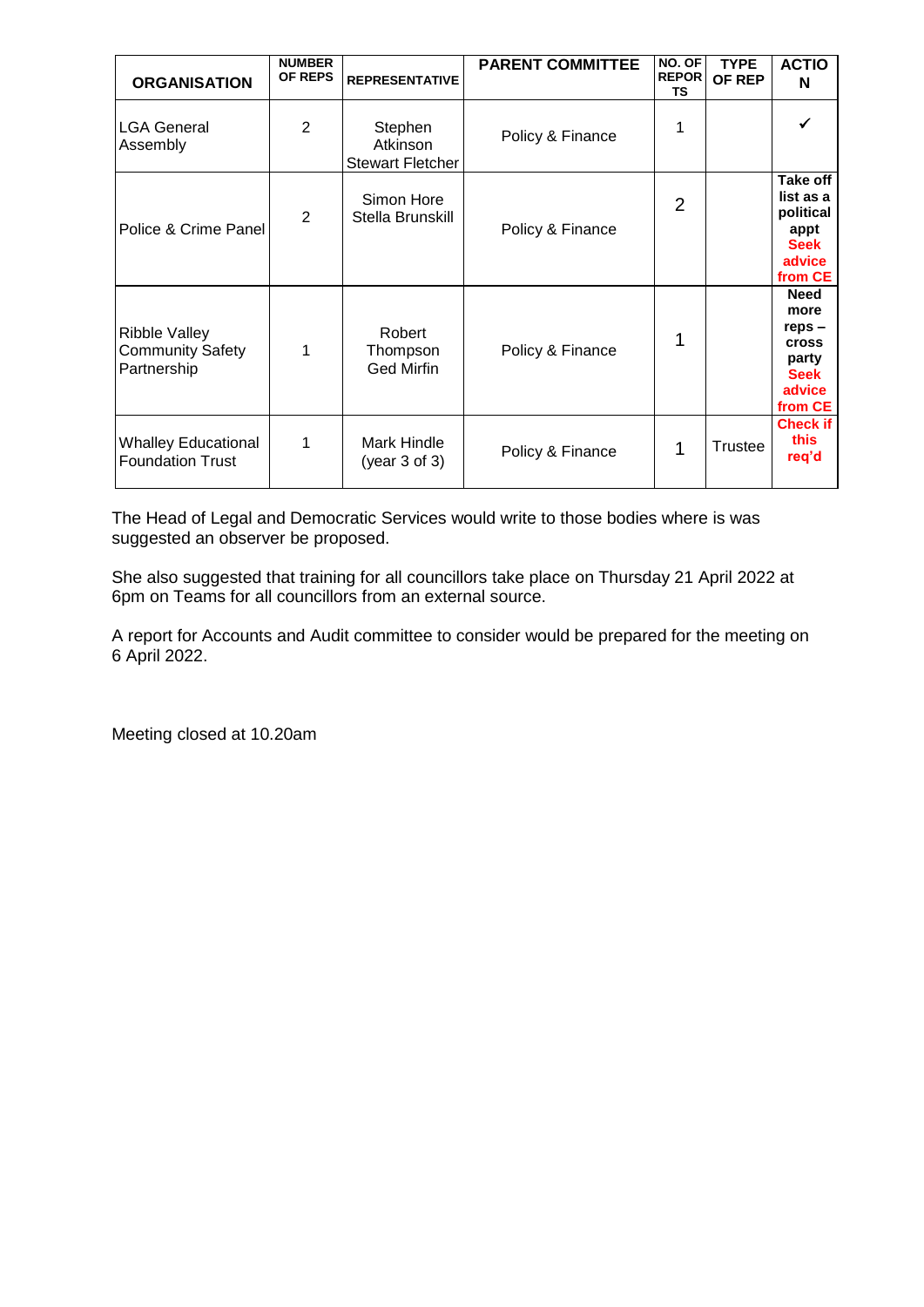| ORGANISATION | NUMBER OF REPS | REPRESENTATIVE | PARENT COMMITTEE | NO. OF REPORTS | TYPE OF REP | ACTION |
|---|---|---|---|---|---|---|
| LGA General Assembly | 2 | Stephen Atkinson Stewart Fletcher | Policy & Finance | 1 | | ✓ |
| Police & Crime Panel | 2 | Simon Hore Stella Brunskill | Policy & Finance | 2 | | **Take off list as a political appt Seek advice from CE** |
| Ribble Valley Community Safety Partnership | 1 | Robert Thompson Ged Mirfin | Policy & Finance | 1 | | **Need more reps – cross party Seek advice from CE** |
| Whalley Educational Foundation Trust | 1 | Mark Hindle (year 3 of 3) | Policy & Finance | 1 | Trustee | **Check if this req'd** |

The Head of Legal and Democratic Services would write to those bodies where is was suggested an observer be proposed.

She also suggested that training for all councillors take place on Thursday 21 April 2022 at 6pm on Teams for all councillors from an external source.

A report for Accounts and Audit committee to consider would be prepared for the meeting on 6 April 2022.

Meeting closed at 10.20am